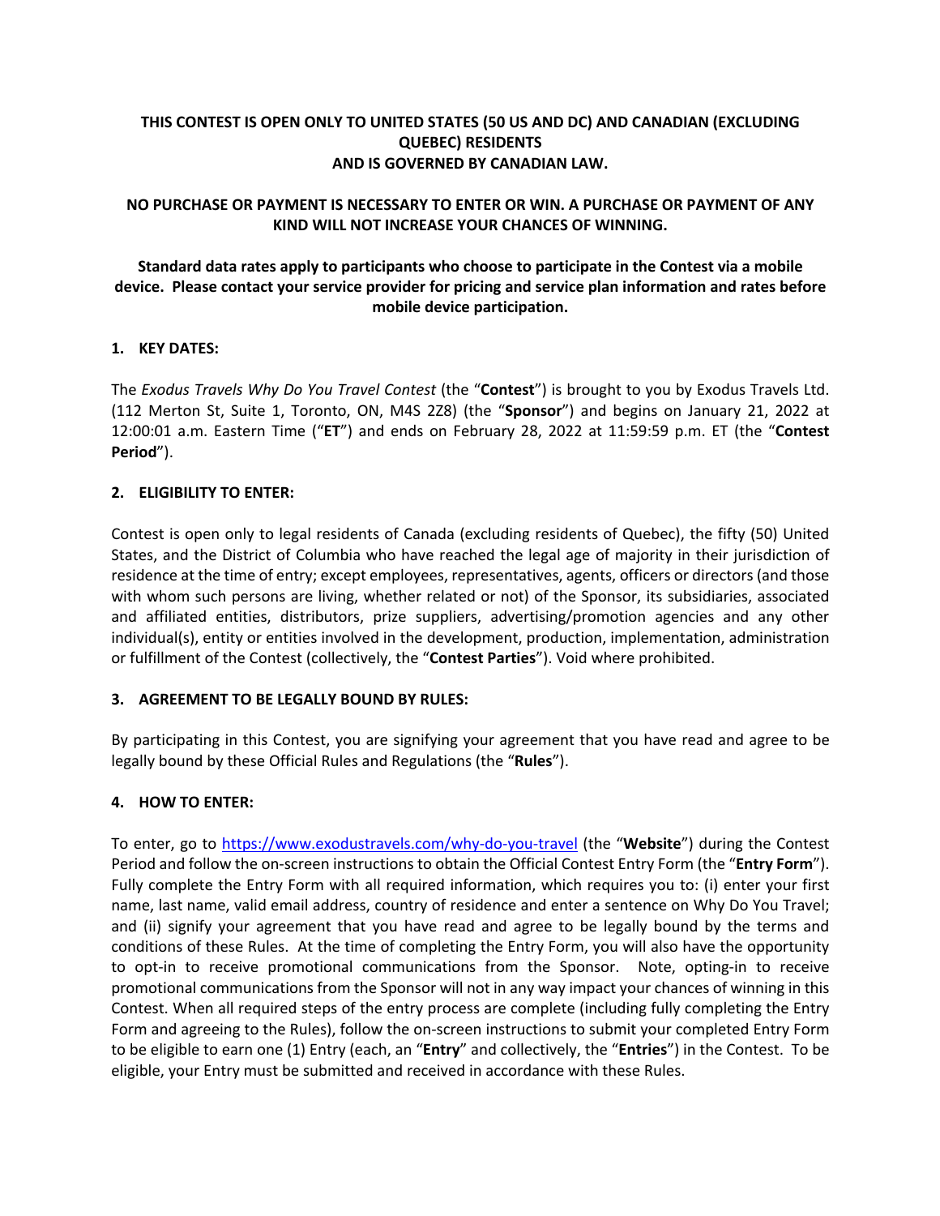**THIS CONTEST IS OPEN ONLY TO UNITED STATES (50 US AND DC) AND CANADIAN (EXCLUDING QUEBEC) RESIDENTS AND IS GOVERNED BY CANADIAN LAW.**

**NO PURCHASE OR PAYMENT IS NECESSARY TO ENTER OR WIN. A PURCHASE OR PAYMENT OF ANY KIND WILL NOT INCREASE YOUR CHANCES OF WINNING.**

**Standard data rates apply to participants who choose to participate in the Contest via a mobile device. Please contact your service provider for pricing and service plan information and rates before mobile device participation.**

## 1. KEY DATES:

The *Exodus Travels Why Do You Travel Contest* (the "**Contest**") is brought to you by Exodus Travels Ltd. (112 Merton St, Suite 1, Toronto, ON, M4S 2Z8) (the "**Sponsor**") and begins on January 21, 2022 at 12:00:01 a.m. Eastern Time ("**ET**") and ends on February 28, 2022 at 11:59:59 p.m. ET (the "**Contest Period**").

## 2. ELIGIBILITY TO ENTER:

Contest is open only to legal residents of Canada (excluding residents of Quebec), the fifty (50) United States, and the District of Columbia who have reached the legal age of majority in their jurisdiction of residence at the time of entry; except employees, representatives, agents, officers or directors (and those with whom such persons are living, whether related or not) of the Sponsor, its subsidiaries, associated and affiliated entities, distributors, prize suppliers, advertising/promotion agencies and any other individual(s), entity or entities involved in the development, production, implementation, administration or fulfillment of the Contest (collectively, the "**Contest Parties**"). Void where prohibited.

## 3. AGREEMENT TO BE LEGALLY BOUND BY RULES:

By participating in this Contest, you are signifying your agreement that you have read and agree to be legally bound by these Official Rules and Regulations (the "**Rules**").

## 4. HOW TO ENTER:

To enter, go to [https://www.exodustravels.com/why-do-you-travel](https://www.exodustravels.com/why-do-you-travel) (the "**Website**") during the Contest Period and follow the on-screen instructions to obtain the Official Contest Entry Form (the "**Entry Form**"). Fully complete the Entry Form with all required information, which requires you to: (i) enter your first name, last name, valid email address, country of residence and enter a sentence on Why Do You Travel; and (ii) signify your agreement that you have read and agree to be legally bound by the terms and conditions of these Rules. At the time of completing the Entry Form, you will also have the opportunity to opt-in to receive promotional communications from the Sponsor. Note, opting-in to receive promotional communications from the Sponsor will not in any way impact your chances of winning in this Contest. When all required steps of the entry process are complete (including fully completing the Entry Form and agreeing to the Rules), follow the on-screen instructions to submit your completed Entry Form to be eligible to earn one (1) Entry (each, an "**Entry**" and collectively, the "**Entries**") in the Contest. To be eligible, your Entry must be submitted and received in accordance with these Rules.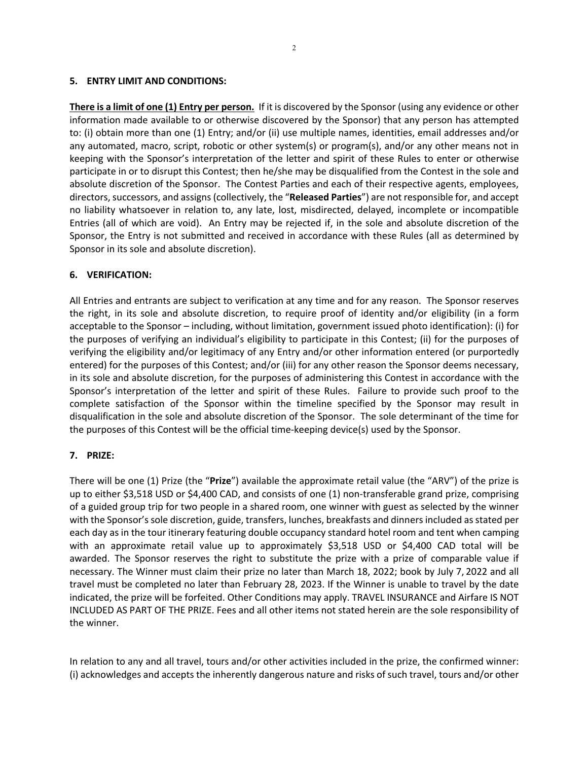## 5. ENTRY LIMIT AND CONDITIONS:

**<u>There is a limit of one (1) Entry per person.</u>** If it is discovered by the Sponsor (using any evidence or other information made available to or otherwise discovered by the Sponsor) that any person has attempted to: (i) obtain more than one (1) Entry; and/or (ii) use multiple names, identities, email addresses and/or any automated, macro, script, robotic or other system(s) or program(s), and/or any other means not in keeping with the Sponsor's interpretation of the letter and spirit of these Rules to enter or otherwise participate in or to disrupt this Contest; then he/she may be disqualified from the Contest in the sole and absolute discretion of the Sponsor. The Contest Parties and each of their respective agents, employees, directors, successors, and assigns (collectively, the "**Released Parties**") are not responsible for, and accept no liability whatsoever in relation to, any late, lost, misdirected, delayed, incomplete or incompatible Entries (all of which are void). An Entry may be rejected if, in the sole and absolute discretion of the Sponsor, the Entry is not submitted and received in accordance with these Rules (all as determined by Sponsor in its sole and absolute discretion).

## 6. VERIFICATION:

All Entries and entrants are subject to verification at any time and for any reason. The Sponsor reserves the right, in its sole and absolute discretion, to require proof of identity and/or eligibility (in a form acceptable to the Sponsor – including, without limitation, government issued photo identification): (i) for the purposes of verifying an individual's eligibility to participate in this Contest; (ii) for the purposes of verifying the eligibility and/or legitimacy of any Entry and/or other information entered (or purportedly entered) for the purposes of this Contest; and/or (iii) for any other reason the Sponsor deems necessary, in its sole and absolute discretion, for the purposes of administering this Contest in accordance with the Sponsor's interpretation of the letter and spirit of these Rules. Failure to provide such proof to the complete satisfaction of the Sponsor within the timeline specified by the Sponsor may result in disqualification in the sole and absolute discretion of the Sponsor. The sole determinant of the time for the purposes of this Contest will be the official time-keeping device(s) used by the Sponsor.

## 7. PRIZE:

There will be one (1) Prize (the "**Prize**") available the approximate retail value (the "ARV") of the prize is up to either $3,518 USD or $4,400 CAD, and consists of one (1) non-transferable grand prize, comprising of a guided group trip for two people in a shared room, one winner with guest as selected by the winner with the Sponsor's sole discretion, guide, transfers, lunches, breakfasts and dinners included as stated per each day as in the tour itinerary featuring double occupancy standard hotel room and tent when camping with an approximate retail value up to approximately $3,518 USD or $4,400 CAD total will be awarded. The Sponsor reserves the right to substitute the prize with a prize of comparable value if necessary. The Winner must claim their prize no later than March 18, 2022; book by July 7, 2022 and all travel must be completed no later than February 28, 2023. If the Winner is unable to travel by the date indicated, the prize will be forfeited. Other Conditions may apply. TRAVEL INSURANCE and Airfare IS NOT INCLUDED AS PART OF THE PRIZE. Fees and all other items not stated herein are the sole responsibility of the winner.

In relation to any and all travel, tours and/or other activities included in the prize, the confirmed winner: (i) acknowledges and accepts the inherently dangerous nature and risks of such travel, tours and/or other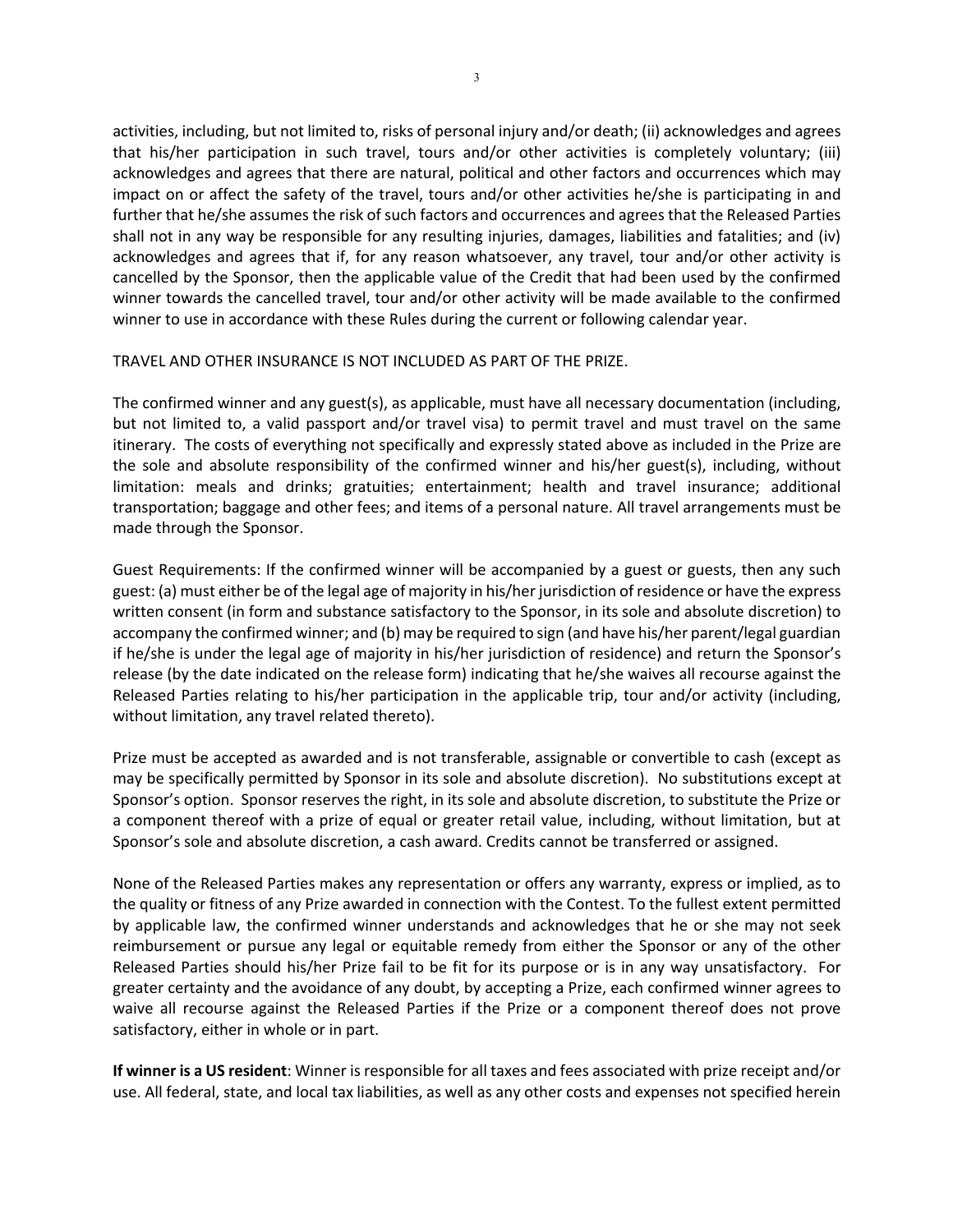activities, including, but not limited to, risks of personal injury and/or death; (ii) acknowledges and agrees that his/her participation in such travel, tours and/or other activities is completely voluntary; (iii) acknowledges and agrees that there are natural, political and other factors and occurrences which may impact on or affect the safety of the travel, tours and/or other activities he/she is participating in and further that he/she assumes the risk of such factors and occurrences and agrees that the Released Parties shall not in any way be responsible for any resulting injuries, damages, liabilities and fatalities; and (iv) acknowledges and agrees that if, for any reason whatsoever, any travel, tour and/or other activity is cancelled by the Sponsor, then the applicable value of the Credit that had been used by the confirmed winner towards the cancelled travel, tour and/or other activity will be made available to the confirmed winner to use in accordance with these Rules during the current or following calendar year.

TRAVEL AND OTHER INSURANCE IS NOT INCLUDED AS PART OF THE PRIZE.

The confirmed winner and any guest(s), as applicable, must have all necessary documentation (including, but not limited to, a valid passport and/or travel visa) to permit travel and must travel on the same itinerary. The costs of everything not specifically and expressly stated above as included in the Prize are the sole and absolute responsibility of the confirmed winner and his/her guest(s), including, without limitation: meals and drinks; gratuities; entertainment; health and travel insurance; additional transportation; baggage and other fees; and items of a personal nature. All travel arrangements must be made through the Sponsor.

Guest Requirements: If the confirmed winner will be accompanied by a guest or guests, then any such guest: (a) must either be of the legal age of majority in his/her jurisdiction of residence or have the express written consent (in form and substance satisfactory to the Sponsor, in its sole and absolute discretion) to accompany the confirmed winner; and (b) may be required to sign (and have his/her parent/legal guardian if he/she is under the legal age of majority in his/her jurisdiction of residence) and return the Sponsor's release (by the date indicated on the release form) indicating that he/she waives all recourse against the Released Parties relating to his/her participation in the applicable trip, tour and/or activity (including, without limitation, any travel related thereto).

Prize must be accepted as awarded and is not transferable, assignable or convertible to cash (except as may be specifically permitted by Sponsor in its sole and absolute discretion). No substitutions except at Sponsor's option. Sponsor reserves the right, in its sole and absolute discretion, to substitute the Prize or a component thereof with a prize of equal or greater retail value, including, without limitation, but at Sponsor's sole and absolute discretion, a cash award. Credits cannot be transferred or assigned.

None of the Released Parties makes any representation or offers any warranty, express or implied, as to the quality or fitness of any Prize awarded in connection with the Contest. To the fullest extent permitted by applicable law, the confirmed winner understands and acknowledges that he or she may not seek reimbursement or pursue any legal or equitable remedy from either the Sponsor or any of the other Released Parties should his/her Prize fail to be fit for its purpose or is in any way unsatisfactory. For greater certainty and the avoidance of any doubt, by accepting a Prize, each confirmed winner agrees to waive all recourse against the Released Parties if the Prize or a component thereof does not prove satisfactory, either in whole or in part.

**If winner is a US resident**: Winner is responsible for all taxes and fees associated with prize receipt and/or use. All federal, state, and local tax liabilities, as well as any other costs and expenses not specified herein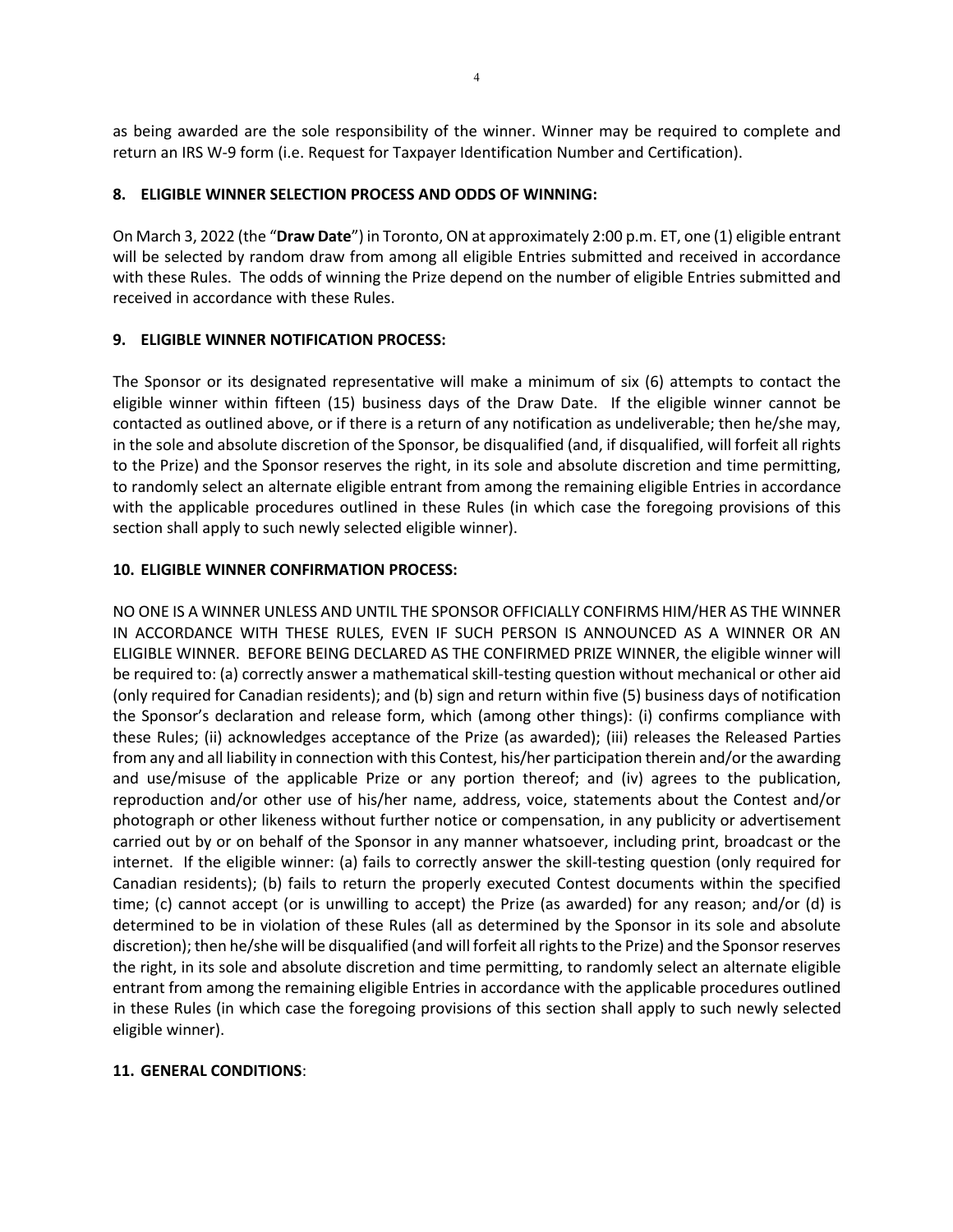as being awarded are the sole responsibility of the winner. Winner may be required to complete and return an IRS W-9 form (i.e. Request for Taxpayer Identification Number and Certification).

**8. ELIGIBLE WINNER SELECTION PROCESS AND ODDS OF WINNING:**

On March 3, 2022 (the "**Draw Date**") in Toronto, ON at approximately 2:00 p.m. ET, one (1) eligible entrant will be selected by random draw from among all eligible Entries submitted and received in accordance with these Rules. The odds of winning the Prize depend on the number of eligible Entries submitted and received in accordance with these Rules.

**9. ELIGIBLE WINNER NOTIFICATION PROCESS:**

The Sponsor or its designated representative will make a minimum of six (6) attempts to contact the eligible winner within fifteen (15) business days of the Draw Date. If the eligible winner cannot be contacted as outlined above, or if there is a return of any notification as undeliverable; then he/she may, in the sole and absolute discretion of the Sponsor, be disqualified (and, if disqualified, will forfeit all rights to the Prize) and the Sponsor reserves the right, in its sole and absolute discretion and time permitting, to randomly select an alternate eligible entrant from among the remaining eligible Entries in accordance with the applicable procedures outlined in these Rules (in which case the foregoing provisions of this section shall apply to such newly selected eligible winner).

**10. ELIGIBLE WINNER CONFIRMATION PROCESS:**

NO ONE IS A WINNER UNLESS AND UNTIL THE SPONSOR OFFICIALLY CONFIRMS HIM/HER AS THE WINNER IN ACCORDANCE WITH THESE RULES, EVEN IF SUCH PERSON IS ANNOUNCED AS A WINNER OR AN ELIGIBLE WINNER. BEFORE BEING DECLARED AS THE CONFIRMED PRIZE WINNER, the eligible winner will be required to: (a) correctly answer a mathematical skill-testing question without mechanical or other aid (only required for Canadian residents); and (b) sign and return within five (5) business days of notification the Sponsor's declaration and release form, which (among other things): (i) confirms compliance with these Rules; (ii) acknowledges acceptance of the Prize (as awarded); (iii) releases the Released Parties from any and all liability in connection with this Contest, his/her participation therein and/or the awarding and use/misuse of the applicable Prize or any portion thereof; and (iv) agrees to the publication, reproduction and/or other use of his/her name, address, voice, statements about the Contest and/or photograph or other likeness without further notice or compensation, in any publicity or advertisement carried out by or on behalf of the Sponsor in any manner whatsoever, including print, broadcast or the internet. If the eligible winner: (a) fails to correctly answer the skill-testing question (only required for Canadian residents); (b) fails to return the properly executed Contest documents within the specified time; (c) cannot accept (or is unwilling to accept) the Prize (as awarded) for any reason; and/or (d) is determined to be in violation of these Rules (all as determined by the Sponsor in its sole and absolute discretion); then he/she will be disqualified (and will forfeit all rights to the Prize) and the Sponsor reserves the right, in its sole and absolute discretion and time permitting, to randomly select an alternate eligible entrant from among the remaining eligible Entries in accordance with the applicable procedures outlined in these Rules (in which case the foregoing provisions of this section shall apply to such newly selected eligible winner).

**11. GENERAL CONDITIONS**: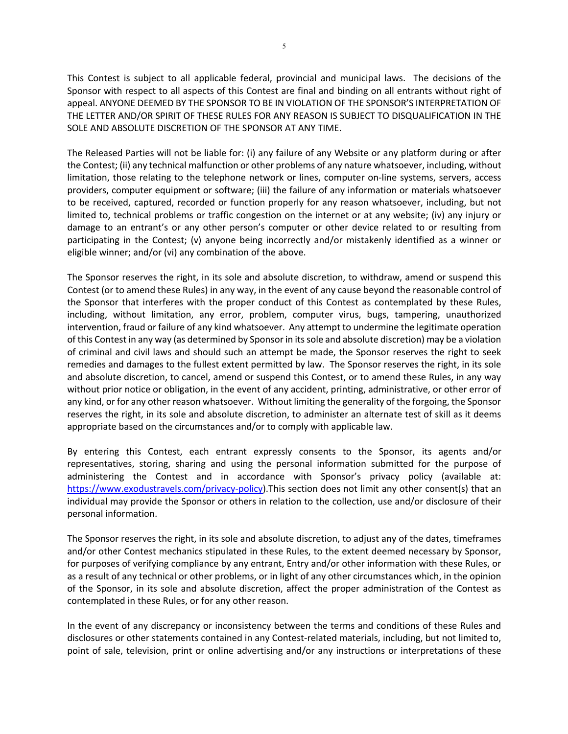This Contest is subject to all applicable federal, provincial and municipal laws. The decisions of the Sponsor with respect to all aspects of this Contest are final and binding on all entrants without right of appeal. ANYONE DEEMED BY THE SPONSOR TO BE IN VIOLATION OF THE SPONSOR'S INTERPRETATION OF THE LETTER AND/OR SPIRIT OF THESE RULES FOR ANY REASON IS SUBJECT TO DISQUALIFICATION IN THE SOLE AND ABSOLUTE DISCRETION OF THE SPONSOR AT ANY TIME.

The Released Parties will not be liable for: (i) any failure of any Website or any platform during or after the Contest; (ii) any technical malfunction or other problems of any nature whatsoever, including, without limitation, those relating to the telephone network or lines, computer on-line systems, servers, access providers, computer equipment or software; (iii) the failure of any information or materials whatsoever to be received, captured, recorded or function properly for any reason whatsoever, including, but not limited to, technical problems or traffic congestion on the internet or at any website; (iv) any injury or damage to an entrant's or any other person's computer or other device related to or resulting from participating in the Contest; (v) anyone being incorrectly and/or mistakenly identified as a winner or eligible winner; and/or (vi) any combination of the above.

The Sponsor reserves the right, in its sole and absolute discretion, to withdraw, amend or suspend this Contest (or to amend these Rules) in any way, in the event of any cause beyond the reasonable control of the Sponsor that interferes with the proper conduct of this Contest as contemplated by these Rules, including, without limitation, any error, problem, computer virus, bugs, tampering, unauthorized intervention, fraud or failure of any kind whatsoever. Any attempt to undermine the legitimate operation of this Contest in any way (as determined by Sponsor in its sole and absolute discretion) may be a violation of criminal and civil laws and should such an attempt be made, the Sponsor reserves the right to seek remedies and damages to the fullest extent permitted by law. The Sponsor reserves the right, in its sole and absolute discretion, to cancel, amend or suspend this Contest, or to amend these Rules, in any way without prior notice or obligation, in the event of any accident, printing, administrative, or other error of any kind, or for any other reason whatsoever. Without limiting the generality of the forgoing, the Sponsor reserves the right, in its sole and absolute discretion, to administer an alternate test of skill as it deems appropriate based on the circumstances and/or to comply with applicable law.

By entering this Contest, each entrant expressly consents to the Sponsor, its agents and/or representatives, storing, sharing and using the personal information submitted for the purpose of administering the Contest and in accordance with Sponsor's privacy policy (available at: https://www.exodustravels.com/privacy-policy).This section does not limit any other consent(s) that an individual may provide the Sponsor or others in relation to the collection, use and/or disclosure of their personal information.

The Sponsor reserves the right, in its sole and absolute discretion, to adjust any of the dates, timeframes and/or other Contest mechanics stipulated in these Rules, to the extent deemed necessary by Sponsor, for purposes of verifying compliance by any entrant, Entry and/or other information with these Rules, or as a result of any technical or other problems, or in light of any other circumstances which, in the opinion of the Sponsor, in its sole and absolute discretion, affect the proper administration of the Contest as contemplated in these Rules, or for any other reason.

In the event of any discrepancy or inconsistency between the terms and conditions of these Rules and disclosures or other statements contained in any Contest-related materials, including, but not limited to, point of sale, television, print or online advertising and/or any instructions or interpretations of these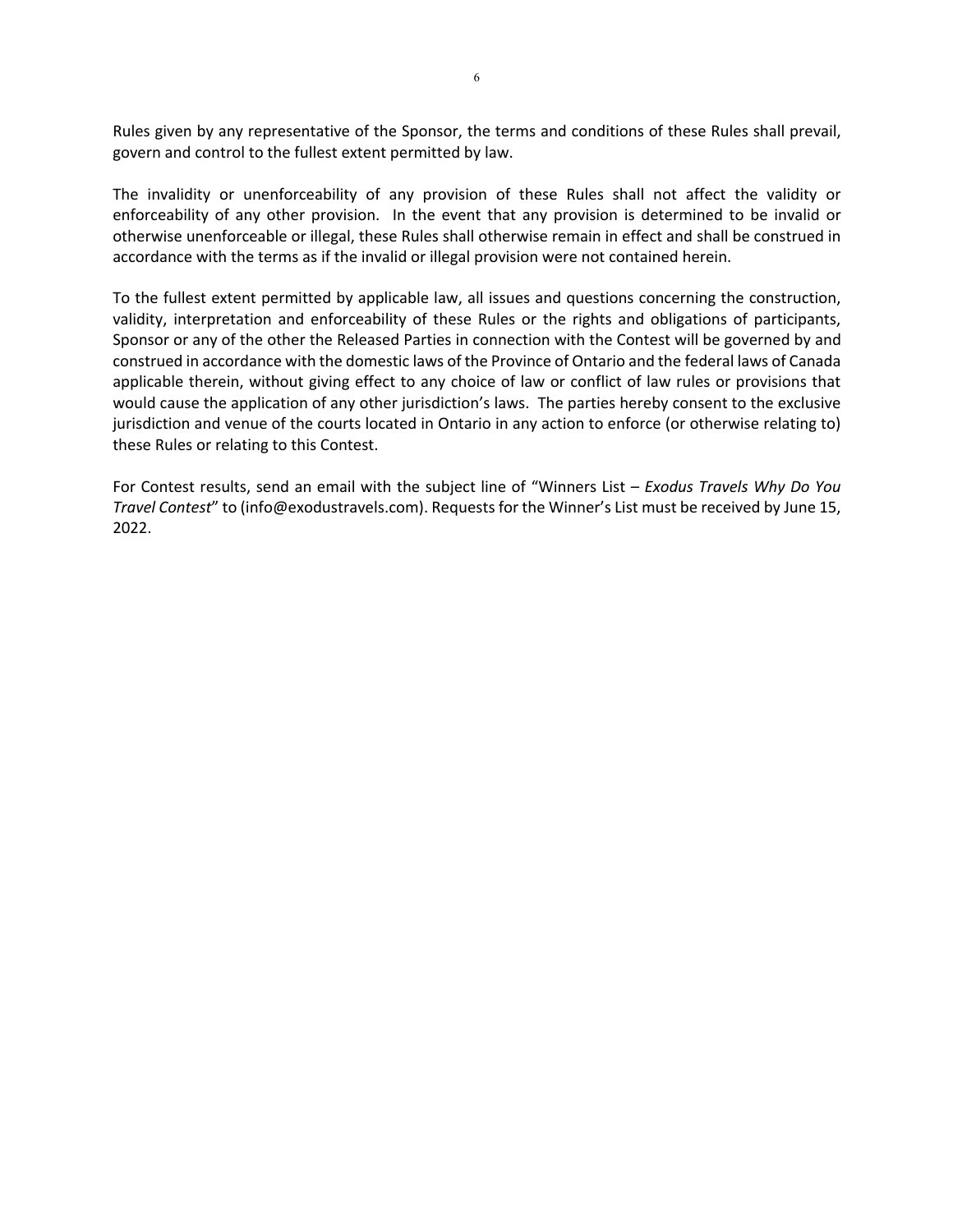Rules given by any representative of the Sponsor, the terms and conditions of these Rules shall prevail, govern and control to the fullest extent permitted by law.

The invalidity or unenforceability of any provision of these Rules shall not affect the validity or enforceability of any other provision. In the event that any provision is determined to be invalid or otherwise unenforceable or illegal, these Rules shall otherwise remain in effect and shall be construed in accordance with the terms as if the invalid or illegal provision were not contained herein.

To the fullest extent permitted by applicable law, all issues and questions concerning the construction, validity, interpretation and enforceability of these Rules or the rights and obligations of participants, Sponsor or any of the other the Released Parties in connection with the Contest will be governed by and construed in accordance with the domestic laws of the Province of Ontario and the federal laws of Canada applicable therein, without giving effect to any choice of law or conflict of law rules or provisions that would cause the application of any other jurisdiction's laws. The parties hereby consent to the exclusive jurisdiction and venue of the courts located in Ontario in any action to enforce (or otherwise relating to) these Rules or relating to this Contest.

For Contest results, send an email with the subject line of "Winners List – *Exodus Travels Why Do You Travel Contest*" to (info@exodustravels.com). Requests for the Winner's List must be received by June 15, 2022.